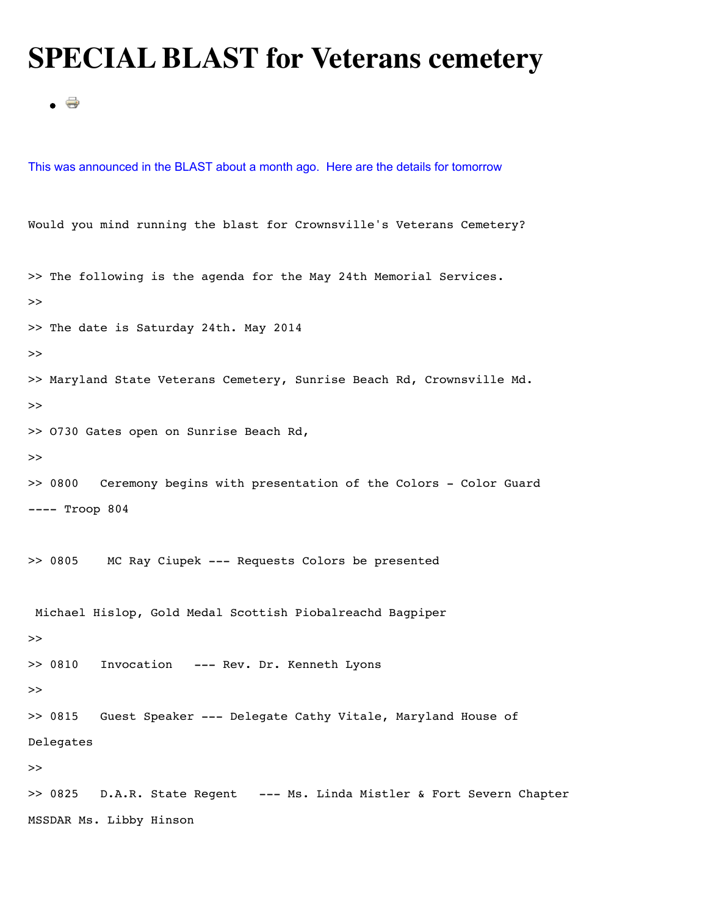# SPECIAL BLAST for Veterans cemetery

This was announced in the BLAST about a month ago.  Here are the details for tomorrow

Would you mind running the blast for Crownsville's Veterans Cemetery?

>> The following is the agenda for the May 24th Memorial Services.
>>
>> The date is Saturday 24th. May 2014
>>
>> Maryland State Veterans Cemetery, Sunrise Beach Rd, Crownsville Md.
>>
>> 0730 Gates open on Sunrise Beach Rd,
>>
>> 0800   Ceremony begins with presentation of the Colors - Color Guard
---- Troop 804

>> 0805    MC Ray Ciupek --- Requests Colors be presented

Michael Hislop, Gold Medal Scottish Piobalreachd Bagpiper
>>
>> 0810   Invocation   --- Rev. Dr. Kenneth Lyons
>>
>> 0815   Guest Speaker --- Delegate Cathy Vitale, Maryland House of
Delegates
>>
>> 0825   D.A.R. State Regent   --- Ms. Linda Mistler & Fort Severn Chapter
MSSDAR Ms. Libby Hinson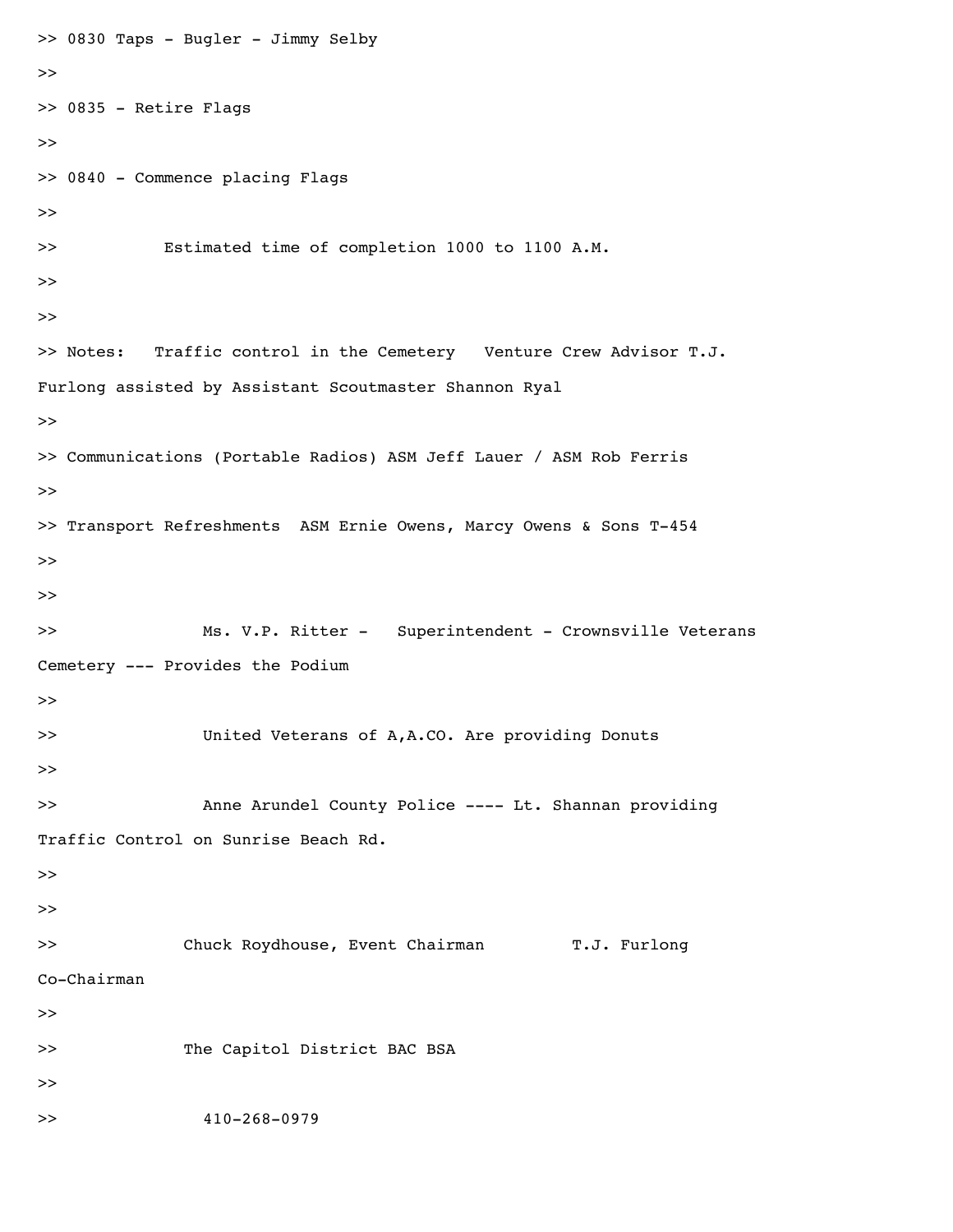>> 0830 Taps - Bugler - Jimmy Selby
>>
>> 0835 - Retire Flags
>>
>> 0840 - Commence placing Flags
>>
>> Estimated time of completion 1000 to 1100 A.M.
>>
>>
>> Notes: Traffic control in the Cemetery Venture Crew Advisor T.J. Furlong assisted by Assistant Scoutmaster Shannon Ryal
>>
>> Communications (Portable Radios) ASM Jeff Lauer / ASM Rob Ferris
>>
>> Transport Refreshments ASM Ernie Owens, Marcy Owens & Sons T-454
>>
>>
>> Ms. V.P. Ritter - Superintendent - Crownsville Veterans Cemetery --- Provides the Podium
>>
>> United Veterans of A,A.CO. Are providing Donuts
>>
>> Anne Arundel County Police ---- Lt. Shannan providing Traffic Control on Sunrise Beach Rd.
>>
>>
>> Chuck Roydhouse, Event Chairman T.J. Furlong Co-Chairman
>>
>> The Capitol District BAC BSA
>>
>> 410-268-0979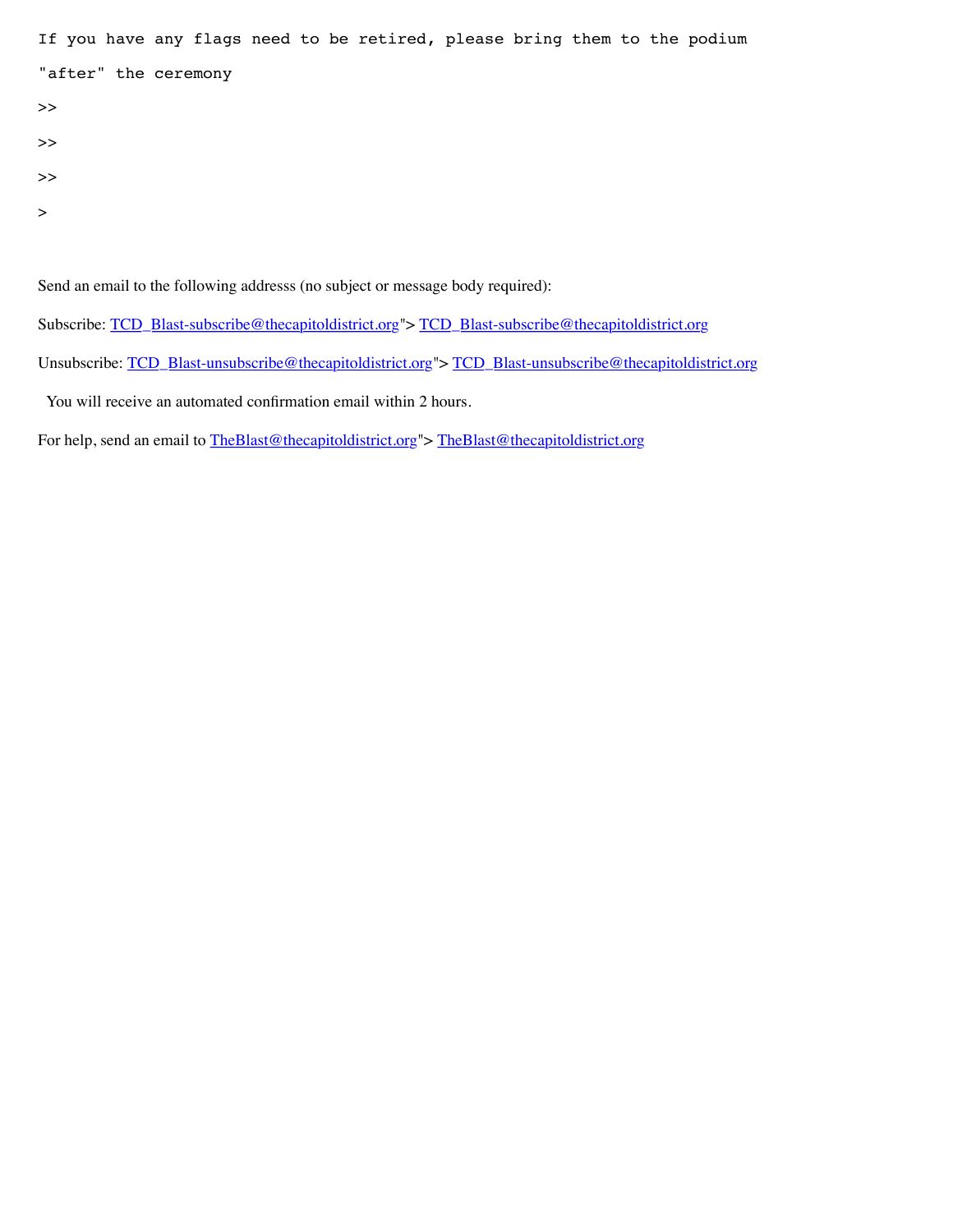```
If you have any flags need to be retired, please bring them to the podium

"after" the ceremony

>>

>>

>>

>
```

Send an email to the following addresss (no subject or message body required):

Subscribe: TCD_Blast-subscribe@thecapitoldistrict.org"> TCD_Blast-subscribe@thecapitoldistrict.org

Unsubscribe: TCD_Blast-unsubscribe@thecapitoldistrict.org"> TCD_Blast-unsubscribe@thecapitoldistrict.org

You will receive an automated confirmation email within 2 hours.

For help, send an email to TheBlast@thecapitoldistrict.org"> TheBlast@thecapitoldistrict.org